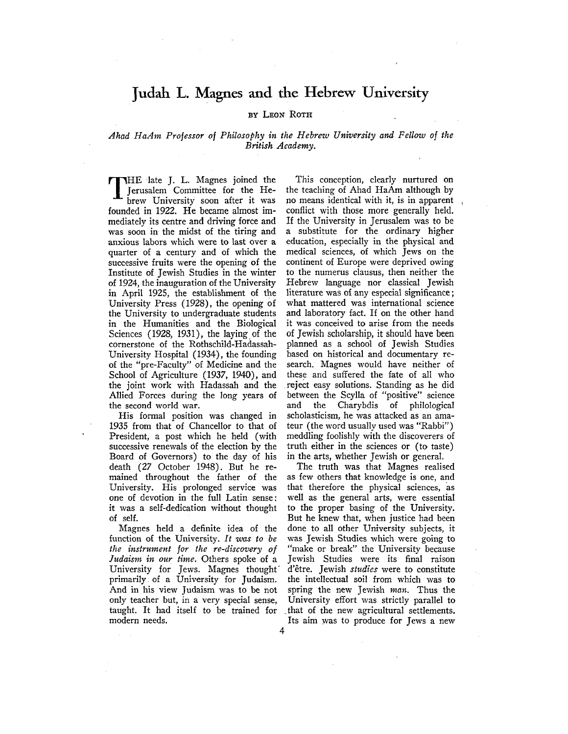# Judah L. Magnes and the Hebrew University

BY LEON ROTH

*Ahad HaAm Professor of Philosophy in the Hebrew University and Fellow of the British Academy.*

THE late J. L. Magnes joined the Jerusalem Committee for the Hebrew University soon after it was founded in 1922. He became almost immediately its centre and driving force and was soon in the midst of the tiring and anxious labors which were to last over a quarter of a century and of which the successive fruits were the opening of the Institute of Jewish Studies in the winter of 1924, the inauguration of the University in April 1925, the establishment of the University Press (1928), the opening of the University to undergraduate students in the Humanities and the Biological Sciences (1928, 1931), the laying of the cornerstone of the Rothschild-Hadassah-University Hospital (1934), the founding of the "pre-Faculty" of Medicine and the School of Agriculture (1937, 1940), and the joint work with Hadassah and the Allied Forces during the long years of the second world war.

His formal position was changed in 1935 from that of Chancellor to that of President, a post which he held (with successive renewals of the election by the Board of Governors) to the day of his death (27 October 1948). But he remained throughout the father of the University. His prolonged service was one of devotion in the full Latin sense: it was a self-dedication without thought of self.

Magnes held a definite idea of the function of the University. *It was to be the instrument for the re-discovery of Judaism in our time.* Others spoke of a University for Jews. Magnes thought primarily of a University for Judaism. And in his view Judaism was to be not only teacher but, in a very special sense, taught. It had itself to be trained for modern needs.

This conception, clearly nurtured on the teaching of Ahad HaAm although by no means identical with it, is in apparent conflict with those more generally held. If the University in Jerusalem was to be a substitute for the ordinary higher education, especially in the physical and medical sciences, of which Jews on the continent of Europe were deprived owing to the numerus clausus, then neither the Hebrew language nor classical Jewish literature was of any especial significance; what mattered was international science and laboratory fact. If on the other hand it was conceived to arise from the needs of Jewish scholarship, it should have been planned as a school of Jewish Studies based on historical and documentary research. Magnes would have neither of these and suffered the fate of all who reject easy solutions. Standing as he did between the Scylla of "positive" science and the Charybdis of philological scholasticism, he was attacked as an amateur (the word usually used was "Rabbi") meddling foolishly with the discoverers of truth either in the sciences or (to taste) in the arts, whether Jewish or general.

The truth was that Magnes realised as few others that knowledge is one, and that therefore the physical sciences, as well as the general arts, were essential to the proper basing of the University. But he knew that, when justice had been done to all other University subjects, it was Jewish Studies which were going to "make or break" the University because Jewish Studies were its final raison d'être. Jewish *studies* were to constitute the intellectual soil from which was to spring the new Jewish *man.* Thus the University effort was strictly parallel to that of the new agricultural settlements. Its aim was to produce for Jews a new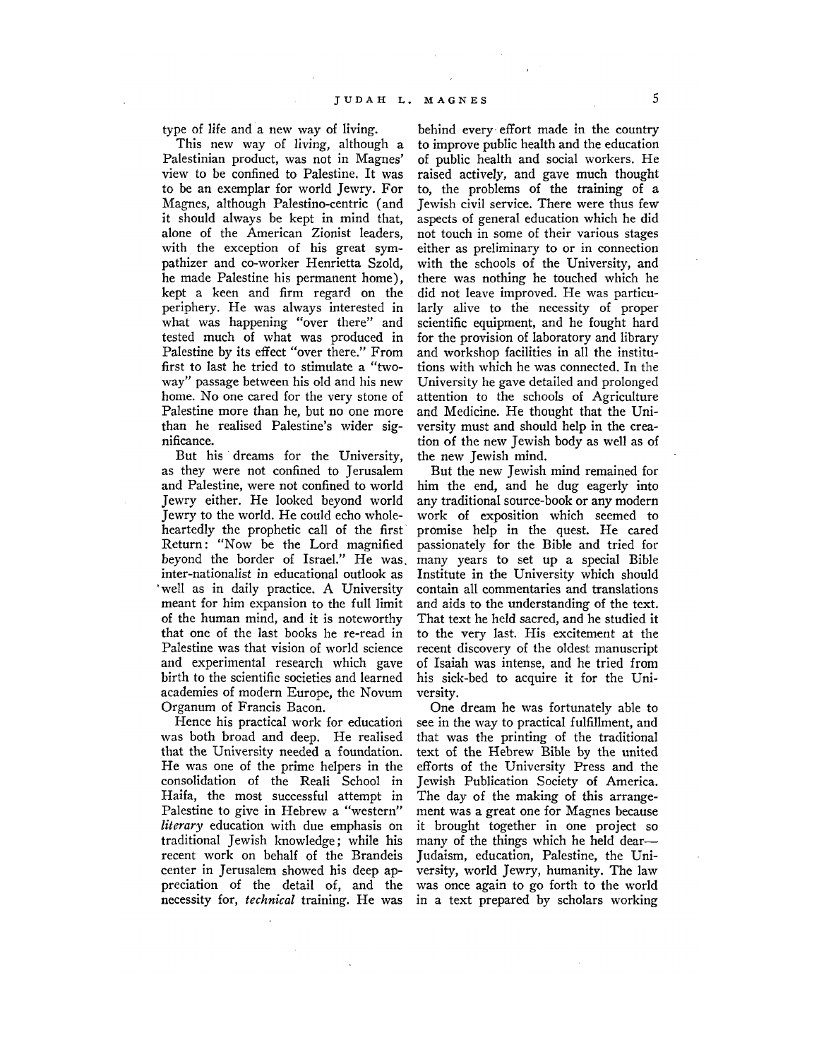type of life and a new way of living.

This new way of living, although a Palestinian product, was not in Magnes' view to be confined to Palestine. It was to be an exemplar for world Jewry. For Magnes, although Palestino-centric (and it should always be kept in mind that, alone of the American Zionist leaders, with the exception of his great sympathizer and co-worker Henrietta Szold, he made Palestine his permanent home), kept a keen and firm regard on the periphery. He was always interested in what was happening "over there" and tested much of what was produced in Palestine by its effect "over there." From first to last he tried to stimulate a "two-way" passage between his old and his new home. No one cared for the very stone of Palestine more than he, but no one more than he realised Palestine's wider significance.

But his dreams for the University, as they were not confined to Jerusalem and Palestine, were not confined to world Jewry either. He looked beyond world Jewry to the world. He could echo wholeheartedly the prophetic call of the first Return: "Now be the Lord magnified beyond the border of Israel." He was inter-nationalist in educational outlook as well as in daily practice. A University meant for him expansion to the full limit of the human mind, and it is noteworthy that one of the last books he re-read in Palestine was that vision of world science and experimental research which gave birth to the scientific societies and learned academies of modern Europe, the Novum Organum of Francis Bacon.

Hence his practical work for education was both broad and deep. He realised that the University needed a foundation. He was one of the prime helpers in the consolidation of the Reali School in Haifa, the most successful attempt in Palestine to give in Hebrew a "western" *literary* education with due emphasis on traditional Jewish knowledge; while his recent work on behalf of the Brandeis center in Jerusalem showed his deep appreciation of the detail of, and the necessity for, *technical* training. He was behind every effort made in the country to improve public health and the education of public health and social workers. He raised actively, and gave much thought to, the problems of the training of a Jewish civil service. There were thus few aspects of general education which he did not touch in some of their various stages either as preliminary to or in connection with the schools of the University, and there was nothing he touched which he did not leave improved. He was particularly alive to the necessity of proper scientific equipment, and he fought hard for the provision of laboratory and library and workshop facilities in all the institutions with which he was connected. In the University he gave detailed and prolonged attention to the schools of Agriculture and Medicine. He thought that the University must and should help in the creation of the new Jewish body as well as of the new Jewish mind.

But the new Jewish mind remained for him the end, and he dug eagerly into any traditional source-book or any modern work of exposition which seemed to promise help in the quest. He cared passionately for the Bible and tried for many years to set up a special Bible Institute in the University which should contain all commentaries and translations and aids to the understanding of the text. That text he held sacred, and he studied it to the very last. His excitement at the recent discovery of the oldest manuscript of Isaiah was intense, and he tried from his sick-bed to acquire it for the University.

One dream he was fortunately able to see in the way to practical fulfillment, and that was the printing of the traditional text of the Hebrew Bible by the united efforts of the University Press and the Jewish Publication Society of America. The day of the making of this arrangement was a great one for Magnes because it brought together in one project so many of the things which he held dear—Judaism, education, Palestine, the University, world Jewry, humanity. The law was once again to go forth to the world in a text prepared by scholars working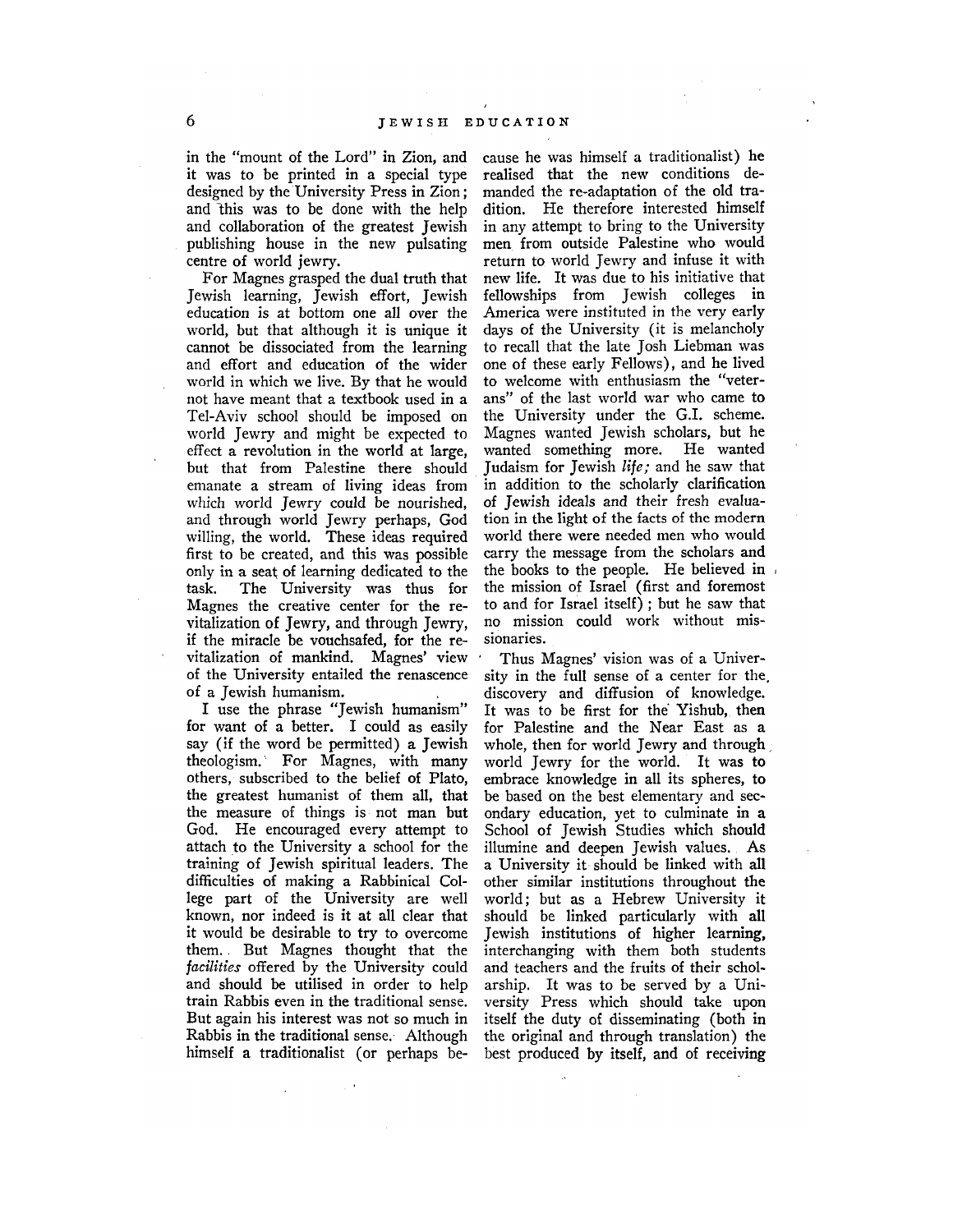in the "mount of the Lord" in Zion, and it was to be printed in a special type designed by the University Press in Zion; and this was to be done with the help and collaboration of the greatest Jewish publishing house in the new pulsating centre of world jewry.

For Magnes grasped the dual truth that Jewish learning, Jewish effort, Jewish education is at bottom one all over the world, but that although it is unique it cannot be dissociated from the learning and effort and education of the wider world in which we live. By that he would not have meant that a textbook used in a Tel-Aviv school should be imposed on world Jewry and might be expected to effect a revolution in the world at large, but that from Palestine there should emanate a stream of living ideas from which world Jewry could be nourished, and through world Jewry perhaps, God willing, the world. These ideas required first to be created, and this was possible only in a seat of learning dedicated to the task. The University was thus for Magnes the creative center for the revitalization of Jewry, and through Jewry, if the miracle be vouchsafed, for the revitalization of mankind. Magnes' view of the University entailed the renascence of a Jewish humanism.

I use the phrase "Jewish humanism" for want of a better. I could as easily say (if the word be permitted) a Jewish theologism. For Magnes, with many others, subscribed to the belief of Plato, the greatest humanist of them all, that the measure of things is not man but God. He encouraged every attempt to attach to the University a school for the training of Jewish spiritual leaders. The difficulties of making a Rabbinical College part of the University are well known, nor indeed is it at all clear that it would be desirable to try to overcome them. But Magnes thought that the *facilities* offered by the University could and should be utilised in order to help train Rabbis even in the traditional sense. But again his interest was not so much in Rabbis in the traditional sense. Although himself a traditionalist (or perhaps because he was himself a traditionalist) he realised that the new conditions demanded the re-adaptation of the old tradition. He therefore interested himself in any attempt to bring to the University men from outside Palestine who would return to world Jewry and infuse it with new life. It was due to his initiative that fellowships from Jewish colleges in America were instituted in the very early days of the University (it is melancholy to recall that the late Josh Liebman was one of these early Fellows), and he lived to welcome with enthusiasm the "veterans" of the last world war who came to the University under the G.I. scheme. Magnes wanted Jewish scholars, but he wanted something more. He wanted Judaism for Jewish *life;* and he saw that in addition to the scholarly clarification of Jewish ideals and their fresh evaluation in the light of the facts of the modern world there were needed men who would carry the message from the scholars and the books to the people. He believed in the mission of Israel (first and foremost to and for Israel itself); but he saw that no mission could work without missionaries.

Thus Magnes' vision was of a University in the full sense of a center for the discovery and diffusion of knowledge. It was to be first for the Yishub, then for Palestine and the Near East as a whole, then for world Jewry and through world Jewry for the world. It was to embrace knowledge in all its spheres, to be based on the best elementary and secondary education, yet to culminate in a School of Jewish Studies which should illumine and deepen Jewish values. As a University it should be linked with all other similar institutions throughout the world; but as a Hebrew University it should be linked particularly with all Jewish institutions of higher learning, interchanging with them both students and teachers and the fruits of their scholarship. It was to be served by a University Press which should take upon itself the duty of disseminating (both in the original and through translation) the best produced by itself, and of receiving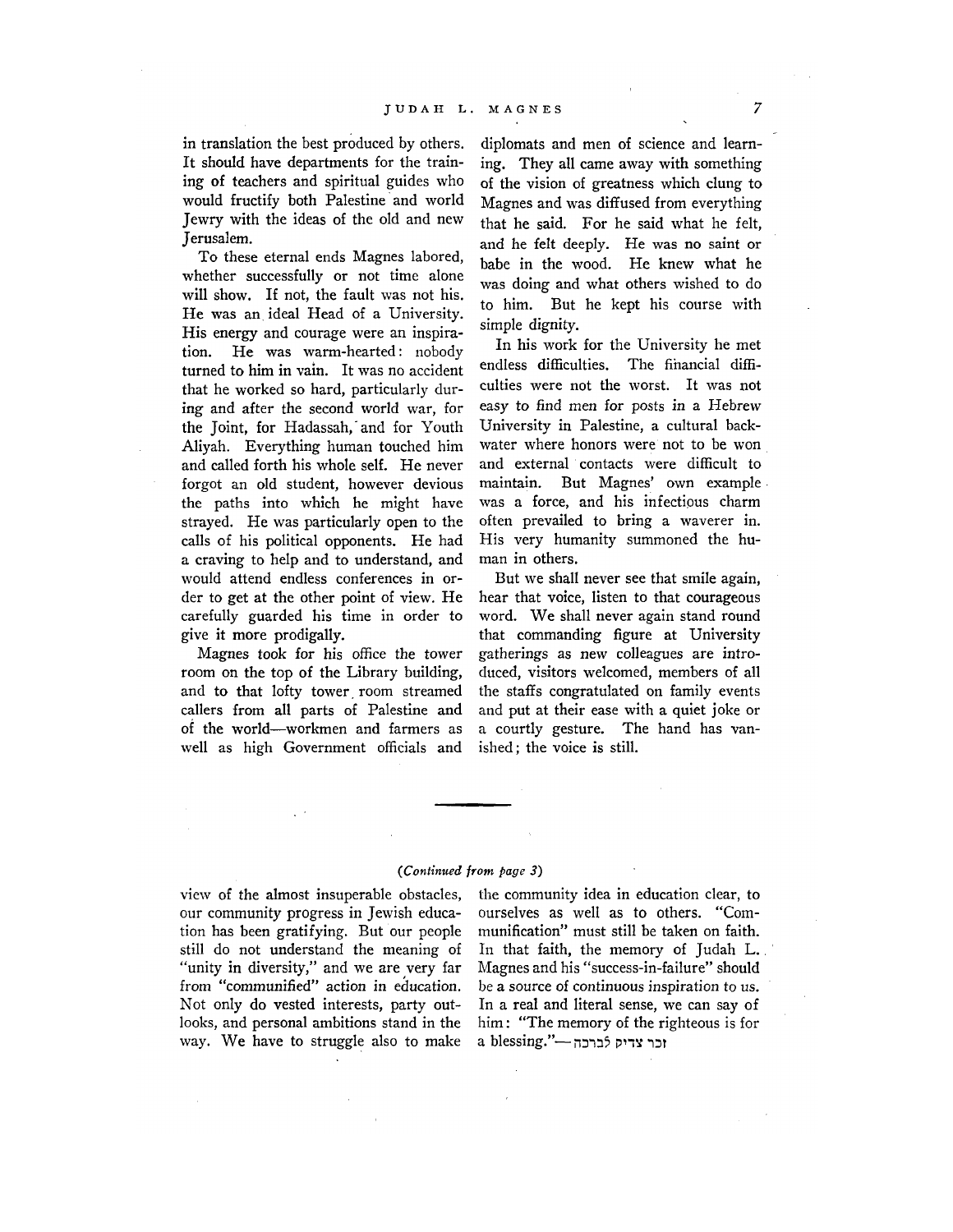in translation the best produced by others. It should have departments for the training of teachers and spiritual guides who would fructify both Palestine and world Jewry with the ideas of the old and new Jerusalem.

To these eternal ends Magnes labored, whether successfully or not time alone will show. If not, the fault was not his. He was an ideal Head of a University. His energy and courage were an inspiration. He was warm-hearted: nobody turned to him in vain. It was no accident that he worked so hard, particularly during and after the second world war, for the Joint, for Hadassah, and for Youth Aliyah. Everything human touched him and called forth his whole self. He never forgot an old student, however devious the paths into which he might have strayed. He was particularly open to the calls of his political opponents. He had a craving to help and to understand, and would attend endless conferences in order to get at the other point of view. He carefully guarded his time in order to give it more prodigally.

Magnes took for his office the tower room on the top of the Library building, and to that lofty tower room streamed callers from all parts of Palestine and of the world—workmen and farmers as well as high Government officials and diplomats and men of science and learning. They all came away with something of the vision of greatness which clung to Magnes and was diffused from everything that he said. For he said what he felt, and he felt deeply. He was no saint or babe in the wood. He knew what he was doing and what others wished to do to him. But he kept his course with simple dignity.

In his work for the University he met endless difficulties. The financial difficulties were not the worst. It was not easy to find men for posts in a Hebrew University in Palestine, a cultural backwater where honors were not to be won and external contacts were difficult to maintain. But Magnes' own example was a force, and his infectious charm often prevailed to bring a waverer in. His very humanity summoned the human in others.

But we shall never see that smile again, hear that voice, listen to that courageous word. We shall never again stand round that commanding figure at University gatherings as new colleagues are introduced, visitors welcomed, members of all the staffs congratulated on family events and put at their ease with a quiet joke or a courtly gesture. The hand has vanished; the voice is still.

---

*(Continued from page 3)*

view of the almost insuperable obstacles, our community progress in Jewish education has been gratifying. But our people still do not understand the meaning of "unity in diversity," and we are very far from "communified" action in education. Not only do vested interests, party outlooks, and personal ambitions stand in the way. We have to struggle also to make the community idea in education clear, to ourselves as well as to others. "Communification" must still be taken on faith. In that faith, the memory of Judah L. Magnes and his "success-in-failure" should be a source of continuous inspiration to us. In a real and literal sense, we can say of him: "The memory of the righteous is for a blessing."—זכר צדיק לברכה